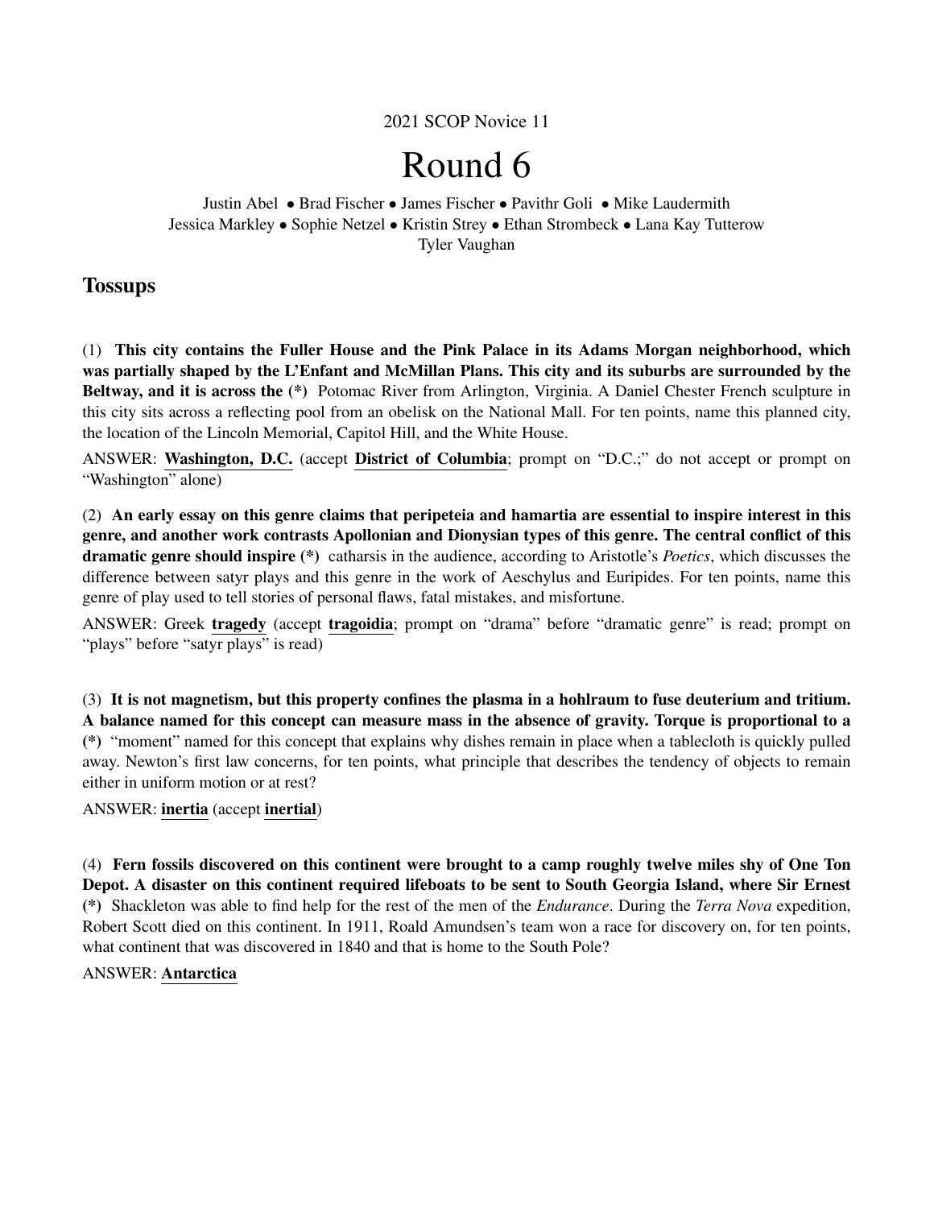2021 SCOP Novice 11

# Round 6

Justin Abel • Brad Fischer • James Fischer • Pavithr Goli • Mike Laudermith
Jessica Markley • Sophie Netzel • Kristin Strey • Ethan Strombeck • Lana Kay Tutterow
Tyler Vaughan

## Tossups

(1) **This city contains the Fuller House and the Pink Palace in its Adams Morgan neighborhood, which was partially shaped by the L'Enfant and McMillan Plans. This city and its suburbs are surrounded by the Beltway, and it is across the (*)** Potomac River from Arlington, Virginia. A Daniel Chester French sculpture in this city sits across a reflecting pool from an obelisk on the National Mall. For ten points, name this planned city, the location of the Lincoln Memorial, Capitol Hill, and the White House.

ANSWER: **Washington, D.C.** (accept **District of Columbia**; prompt on "D.C.;" do not accept or prompt on "Washington" alone)

(2) **An early essay on this genre claims that peripeteia and hamartia are essential to inspire interest in this genre, and another work contrasts Apollonian and Dionysian types of this genre. The central conflict of this dramatic genre should inspire (*)** catharsis in the audience, according to Aristotle's *Poetics*, which discusses the difference between satyr plays and this genre in the work of Aeschylus and Euripides. For ten points, name this genre of play used to tell stories of personal flaws, fatal mistakes, and misfortune.

ANSWER: Greek **tragedy** (accept **tragoidia**; prompt on "drama" before "dramatic genre" is read; prompt on "plays" before "satyr plays" is read)

(3) **It is not magnetism, but this property confines the plasma in a hohlraum to fuse deuterium and tritium. A balance named for this concept can measure mass in the absence of gravity. Torque is proportional to a (*)** "moment" named for this concept that explains why dishes remain in place when a tablecloth is quickly pulled away. Newton's first law concerns, for ten points, what principle that describes the tendency of objects to remain either in uniform motion or at rest?

ANSWER: **inertia** (accept **inertial**)

(4) **Fern fossils discovered on this continent were brought to a camp roughly twelve miles shy of One Ton Depot. A disaster on this continent required lifeboats to be sent to South Georgia Island, where Sir Ernest (*)** Shackleton was able to find help for the rest of the men of the *Endurance*. During the *Terra Nova* expedition, Robert Scott died on this continent. In 1911, Roald Amundsen's team won a race for discovery on, for ten points, what continent that was discovered in 1840 and that is home to the South Pole?

ANSWER: **Antarctica**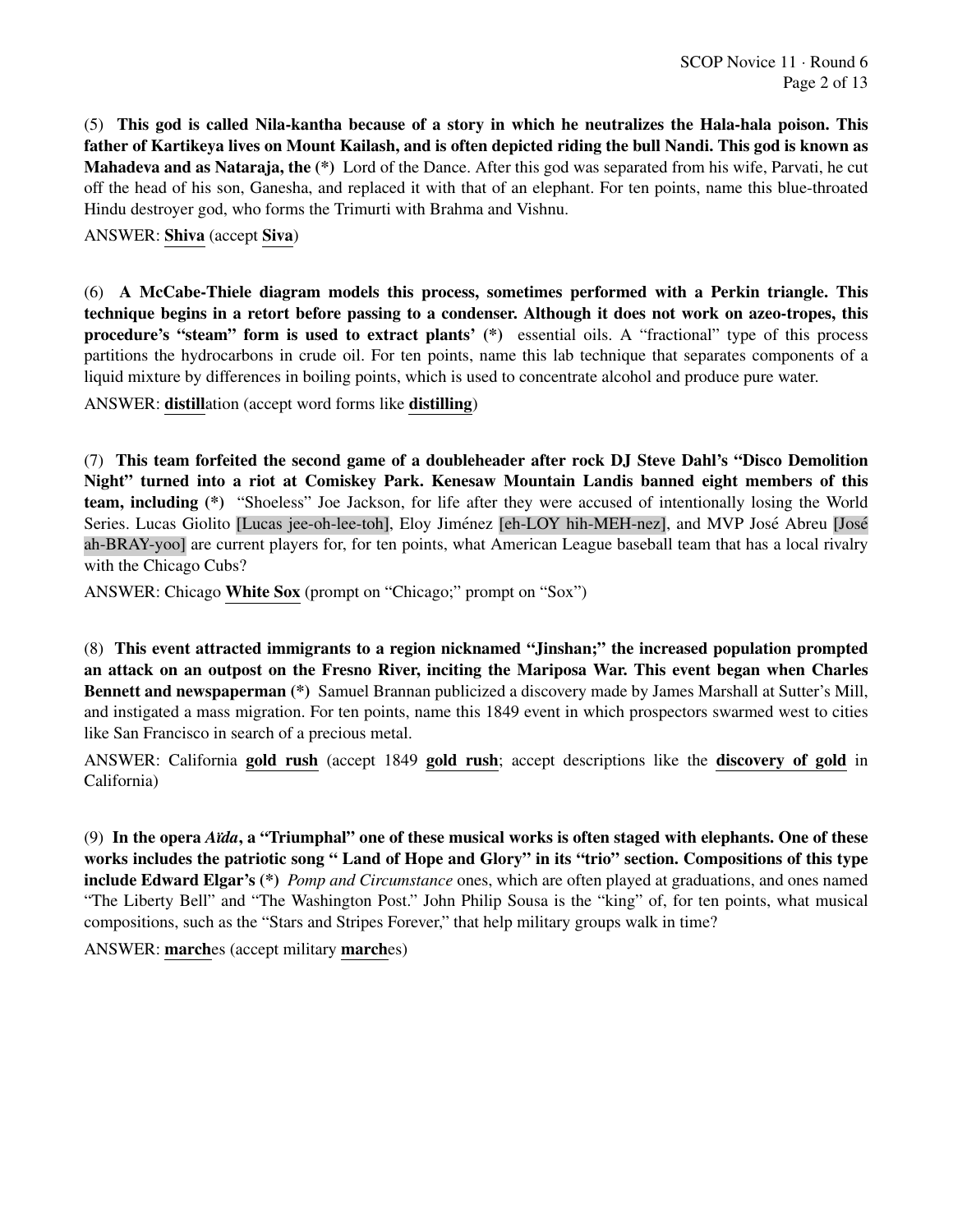(5) **This god is called Nila-kantha because of a story in which he neutralizes the Hala-hala poison. This father of Kartikeya lives on Mount Kailash, and is often depicted riding the bull Nandi. This god is known as Mahadeva and as Nataraja, the (*)** Lord of the Dance. After this god was separated from his wife, Parvati, he cut off the head of his son, Ganesha, and replaced it with that of an elephant. For ten points, name this blue-throated Hindu destroyer god, who forms the Trimurti with Brahma and Vishnu.

ANSWER: **Shiva** (accept **Siva**)

(6) **A McCabe-Thiele diagram models this process, sometimes performed with a Perkin triangle. This technique begins in a retort before passing to a condenser. Although it does not work on azeo-tropes, this procedure's "steam" form is used to extract plants' (*)** essential oils. A "fractional" type of this process partitions the hydrocarbons in crude oil. For ten points, name this lab technique that separates components of a liquid mixture by differences in boiling points, which is used to concentrate alcohol and produce pure water.

ANSWER: **distill**ation (accept word forms like **distilling**)

(7) **This team forfeited the second game of a doubleheader after rock DJ Steve Dahl's "Disco Demolition Night" turned into a riot at Comiskey Park. Kenesaw Mountain Landis banned eight members of this team, including (*)** "Shoeless" Joe Jackson, for life after they were accused of intentionally losing the World Series. Lucas Giolito [Lucas jee-oh-lee-toh], Eloy Jiménez [eh-LOY hih-MEH-nez], and MVP José Abreu [José ah-BRAY-yoo] are current players for, for ten points, what American League baseball team that has a local rivalry with the Chicago Cubs?

ANSWER: Chicago **White Sox** (prompt on "Chicago;" prompt on "Sox")

(8) **This event attracted immigrants to a region nicknamed "Jinshan;" the increased population prompted an attack on an outpost on the Fresno River, inciting the Mariposa War. This event began when Charles Bennett and newspaperman (*)** Samuel Brannan publicized a discovery made by James Marshall at Sutter's Mill, and instigated a mass migration. For ten points, name this 1849 event in which prospectors swarmed west to cities like San Francisco in search of a precious metal.

ANSWER: California **gold rush** (accept 1849 **gold rush**; accept descriptions like the **discovery of gold** in California)

(9) **In the opera *Aïda*, a "Triumphal" one of these musical works is often staged with elephants. One of these works includes the patriotic song " Land of Hope and Glory" in its "trio" section. Compositions of this type include Edward Elgar's (*)** *Pomp and Circumstance* ones, which are often played at graduations, and ones named "The Liberty Bell" and "The Washington Post." John Philip Sousa is the "king" of, for ten points, what musical compositions, such as the "Stars and Stripes Forever," that help military groups walk in time?

ANSWER: **march**es (accept military **march**es)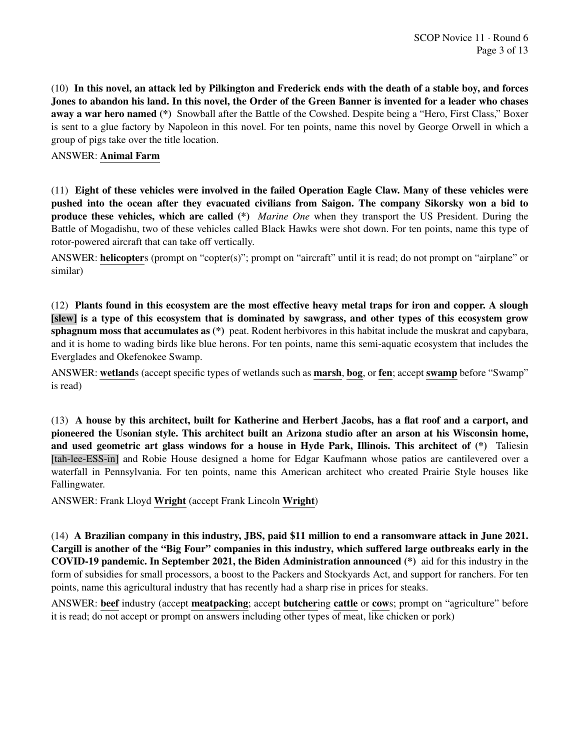(10) **In this novel, an attack led by Pilkington and Frederick ends with the death of a stable boy, and forces Jones to abandon his land. In this novel, the Order of the Green Banner is invented for a leader who chases away a war hero named (*)** Snowball after the Battle of the Cowshed. Despite being a "Hero, First Class," Boxer is sent to a glue factory by Napoleon in this novel. For ten points, name this novel by George Orwell in which a group of pigs take over the title location.

ANSWER: **Animal Farm**

(11) **Eight of these vehicles were involved in the failed Operation Eagle Claw. Many of these vehicles were pushed into the ocean after they evacuated civilians from Saigon. The company Sikorsky won a bid to produce these vehicles, which are called (*)** *Marine One* when they transport the US President. During the Battle of Mogadishu, two of these vehicles called Black Hawks were shot down. For ten points, name this type of rotor-powered aircraft that can take off vertically.

ANSWER: **helicopter**s (prompt on "copter(s)"; prompt on "aircraft" until it is read; do not prompt on "airplane" or similar)

(12) **Plants found in this ecosystem are the most effective heavy metal traps for iron and copper. A slough [slew] is a type of this ecosystem that is dominated by sawgrass, and other types of this ecosystem grow sphagnum moss that accumulates as (*)** peat. Rodent herbivores in this habitat include the muskrat and capybara, and it is home to wading birds like blue herons. For ten points, name this semi-aquatic ecosystem that includes the Everglades and Okefenokee Swamp.

ANSWER: **wetland**s (accept specific types of wetlands such as **marsh**, **bog**, or **fen**; accept **swamp** before "Swamp" is read)

(13) **A house by this architect, built for Katherine and Herbert Jacobs, has a flat roof and a carport, and pioneered the Usonian style. This architect built an Arizona studio after an arson at his Wisconsin home, and used geometric art glass windows for a house in Hyde Park, Illinois. This architect of (*)** Taliesin [tah-lee-ESS-in] and Robie House designed a home for Edgar Kaufmann whose patios are cantilevered over a waterfall in Pennsylvania. For ten points, name this American architect who created Prairie Style houses like Fallingwater.

ANSWER: Frank Lloyd **Wright** (accept Frank Lincoln **Wright**)

(14) **A Brazilian company in this industry, JBS, paid $11 million to end a ransomware attack in June 2021. Cargill is another of the "Big Four" companies in this industry, which suffered large outbreaks early in the COVID-19 pandemic. In September 2021, the Biden Administration announced (*)** aid for this industry in the form of subsidies for small processors, a boost to the Packers and Stockyards Act, and support for ranchers. For ten points, name this agricultural industry that has recently had a sharp rise in prices for steaks.

ANSWER: **beef** industry (accept **meatpacking**; accept **butcher**ing **cattle** or **cow**s; prompt on "agriculture" before it is read; do not accept or prompt on answers including other types of meat, like chicken or pork)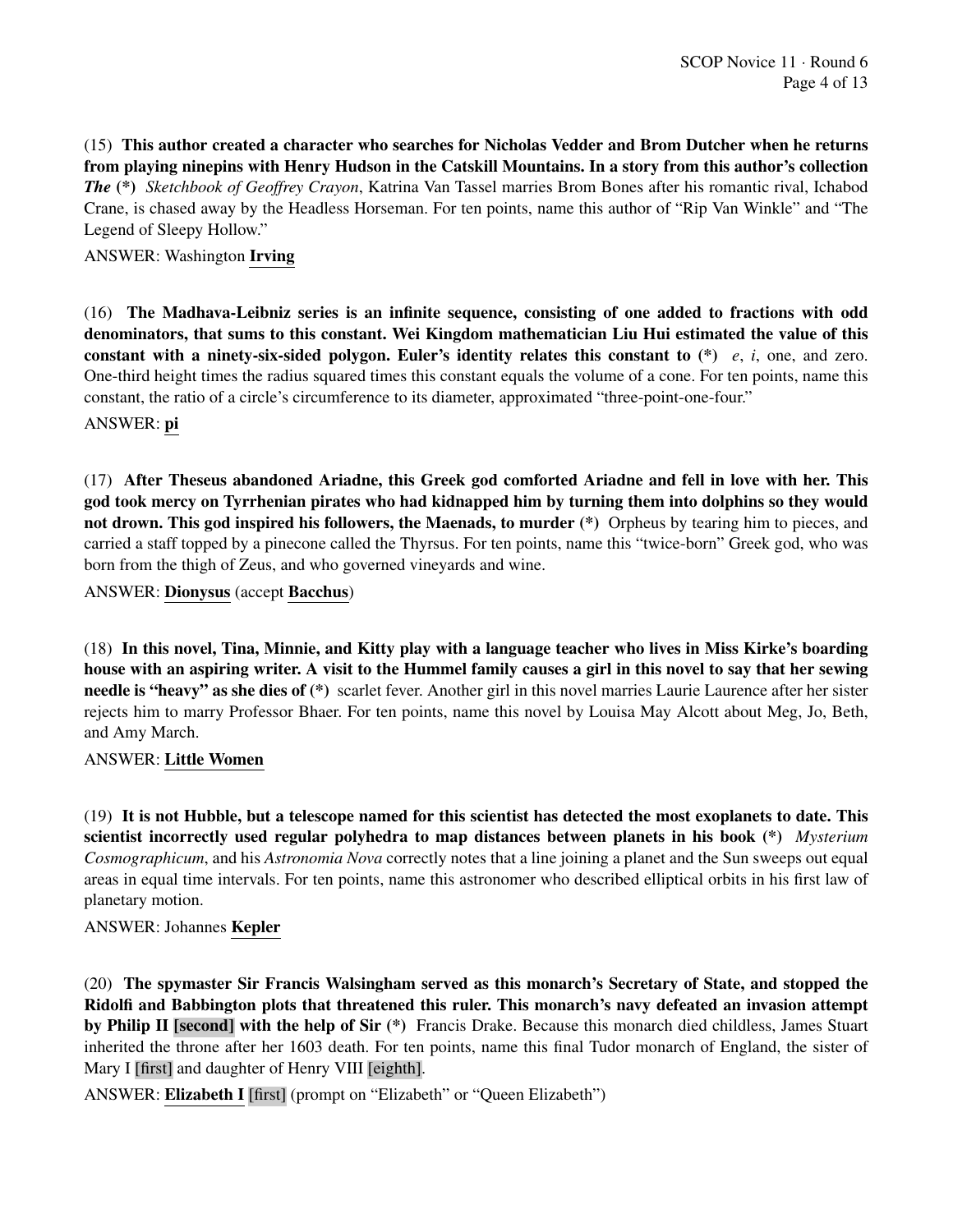(15) **This author created a character who searches for Nicholas Vedder and Brom Dutcher when he returns from playing ninepins with Henry Hudson in the Catskill Mountains. In a story from this author's collection *The* (*)** *Sketchbook of Geoffrey Crayon*, Katrina Van Tassel marries Brom Bones after his romantic rival, Ichabod Crane, is chased away by the Headless Horseman. For ten points, name this author of "Rip Van Winkle" and "The Legend of Sleepy Hollow."

ANSWER: Washington **Irving**

(16) **The Madhava-Leibniz series is an infinite sequence, consisting of one added to fractions with odd denominators, that sums to this constant. Wei Kingdom mathematician Liu Hui estimated the value of this constant with a ninety-six-sided polygon. Euler's identity relates this constant to (*)** $e$, $i$, one, and zero. One-third height times the radius squared times this constant equals the volume of a cone. For ten points, name this constant, the ratio of a circle's circumference to its diameter, approximated "three-point-one-four."

ANSWER: **pi**

(17) **After Theseus abandoned Ariadne, this Greek god comforted Ariadne and fell in love with her. This god took mercy on Tyrrhenian pirates who had kidnapped him by turning them into dolphins so they would not drown. This god inspired his followers, the Maenads, to murder (*)** Orpheus by tearing him to pieces, and carried a staff topped by a pinecone called the Thyrsus. For ten points, name this "twice-born" Greek god, who was born from the thigh of Zeus, and who governed vineyards and wine.

ANSWER: **Dionysus** (accept **Bacchus**)

(18) **In this novel, Tina, Minnie, and Kitty play with a language teacher who lives in Miss Kirke's boarding house with an aspiring writer. A visit to the Hummel family causes a girl in this novel to say that her sewing needle is "heavy" as she dies of (*)** scarlet fever. Another girl in this novel marries Laurie Laurence after her sister rejects him to marry Professor Bhaer. For ten points, name this novel by Louisa May Alcott about Meg, Jo, Beth, and Amy March.

ANSWER: **Little Women**

(19) **It is not Hubble, but a telescope named for this scientist has detected the most exoplanets to date. This scientist incorrectly used regular polyhedra to map distances between planets in his book (*)** *Mysterium Cosmographicum*, and his *Astronomia Nova* correctly notes that a line joining a planet and the Sun sweeps out equal areas in equal time intervals. For ten points, name this astronomer who described elliptical orbits in his first law of planetary motion.

ANSWER: Johannes **Kepler**

(20) **The spymaster Sir Francis Walsingham served as this monarch's Secretary of State, and stopped the Ridolfi and Babbington plots that threatened this ruler. This monarch's navy defeated an invasion attempt by Philip II [second] with the help of Sir (*)** Francis Drake. Because this monarch died childless, James Stuart inherited the throne after her 1603 death. For ten points, name this final Tudor monarch of England, the sister of Mary I [first] and daughter of Henry VIII [eighth].

ANSWER: **Elizabeth I** [first] (prompt on "Elizabeth" or "Queen Elizabeth")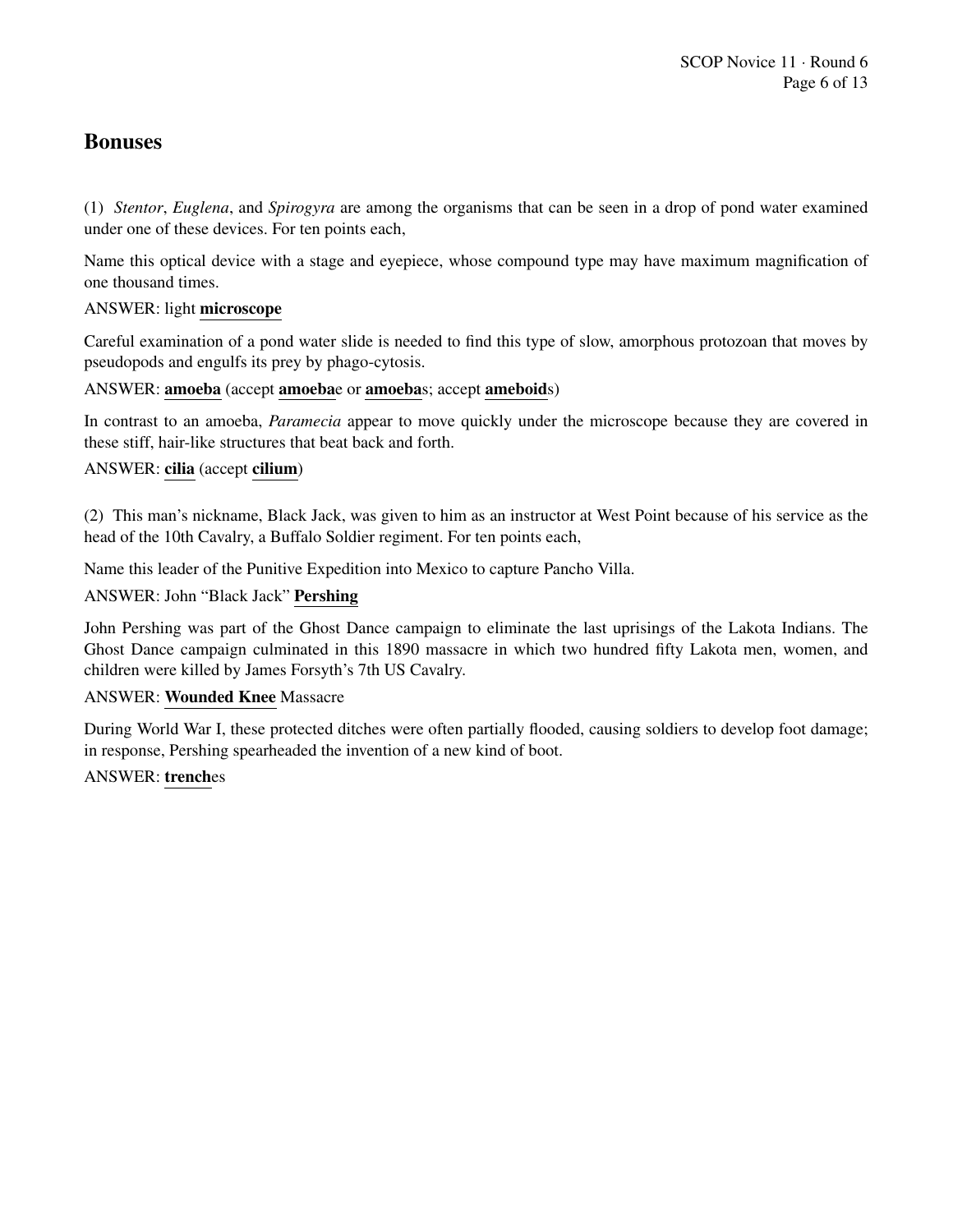## Bonuses

(1) *Stentor*, *Euglena*, and *Spirogyra* are among the organisms that can be seen in a drop of pond water examined under one of these devices. For ten points each,

Name this optical device with a stage and eyepiece, whose compound type may have maximum magnification of one thousand times.

ANSWER: light **microscope**

Careful examination of a pond water slide is needed to find this type of slow, amorphous protozoan that moves by pseudopods and engulfs its prey by phago-cytosis.

ANSWER: **amoeba** (accept **amoeba**e or **amoeba**s; accept **ameboid**s)

In contrast to an amoeba, *Paramecia* appear to move quickly under the microscope because they are covered in these stiff, hair-like structures that beat back and forth.

ANSWER: **cilia** (accept **cilium**)

(2) This man's nickname, Black Jack, was given to him as an instructor at West Point because of his service as the head of the 10th Cavalry, a Buffalo Soldier regiment. For ten points each,

Name this leader of the Punitive Expedition into Mexico to capture Pancho Villa.

ANSWER: John "Black Jack" **Pershing**

John Pershing was part of the Ghost Dance campaign to eliminate the last uprisings of the Lakota Indians. The Ghost Dance campaign culminated in this 1890 massacre in which two hundred fifty Lakota men, women, and children were killed by James Forsyth's 7th US Cavalry.

ANSWER: **Wounded Knee** Massacre

During World War I, these protected ditches were often partially flooded, causing soldiers to develop foot damage; in response, Pershing spearheaded the invention of a new kind of boot.

ANSWER: **trench**es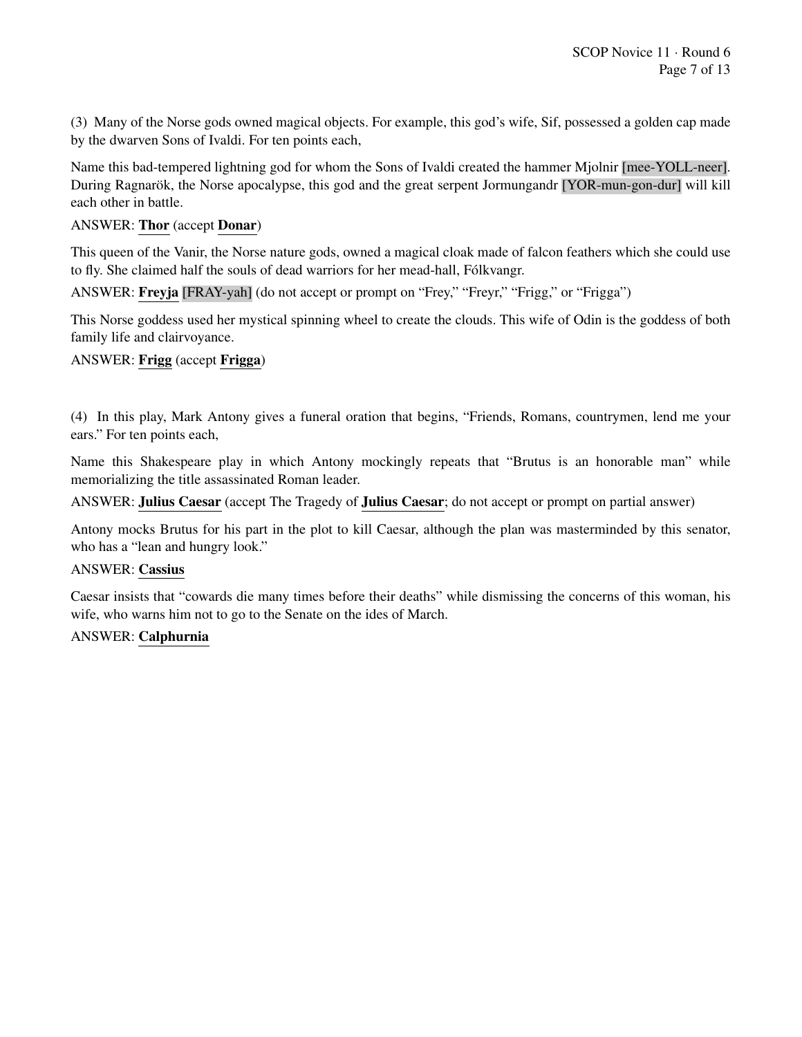(3) Many of the Norse gods owned magical objects. For example, this god's wife, Sif, possessed a golden cap made by the dwarven Sons of Ivaldi. For ten points each,

Name this bad-tempered lightning god for whom the Sons of Ivaldi created the hammer Mjolnir [mee-YOLL-neer]. During Ragnarök, the Norse apocalypse, this god and the great serpent Jormungandr [YOR-mun-gon-dur] will kill each other in battle.

ANSWER: **Thor** (accept **Donar**)

This queen of the Vanir, the Norse nature gods, owned a magical cloak made of falcon feathers which she could use to fly. She claimed half the souls of dead warriors for her mead-hall, Fólkvangr.

ANSWER: **Freyja** [FRAY-yah] (do not accept or prompt on "Frey," "Freyr," "Frigg," or "Frigga")

This Norse goddess used her mystical spinning wheel to create the clouds. This wife of Odin is the goddess of both family life and clairvoyance.

ANSWER: **Frigg** (accept **Frigga**)

(4) In this play, Mark Antony gives a funeral oration that begins, "Friends, Romans, countrymen, lend me your ears." For ten points each,

Name this Shakespeare play in which Antony mockingly repeats that "Brutus is an honorable man" while memorializing the title assassinated Roman leader.

ANSWER: **Julius Caesar** (accept The Tragedy of **Julius Caesar**; do not accept or prompt on partial answer)

Antony mocks Brutus for his part in the plot to kill Caesar, although the plan was masterminded by this senator, who has a "lean and hungry look."

ANSWER: **Cassius**

Caesar insists that "cowards die many times before their deaths" while dismissing the concerns of this woman, his wife, who warns him not to go to the Senate on the ides of March.

ANSWER: **Calphurnia**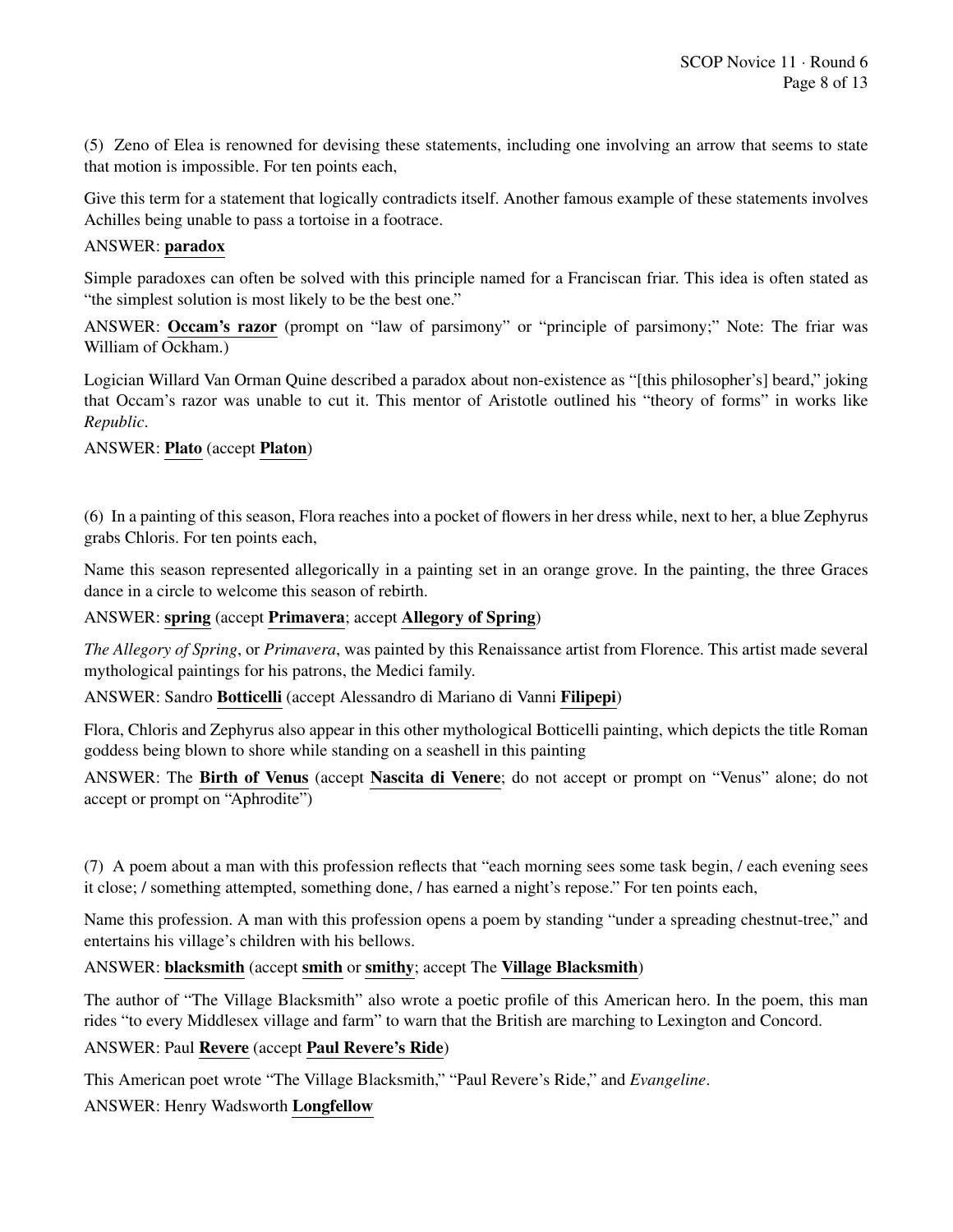(5) Zeno of Elea is renowned for devising these statements, including one involving an arrow that seems to state that motion is impossible. For ten points each,

Give this term for a statement that logically contradicts itself. Another famous example of these statements involves Achilles being unable to pass a tortoise in a footrace.

ANSWER: **paradox**

Simple paradoxes can often be solved with this principle named for a Franciscan friar. This idea is often stated as "the simplest solution is most likely to be the best one."

ANSWER: **Occam's razor** (prompt on "law of parsimony" or "principle of parsimony;" Note: The friar was William of Ockham.)

Logician Willard Van Orman Quine described a paradox about non-existence as "[this philosopher's] beard," joking that Occam's razor was unable to cut it. This mentor of Aristotle outlined his "theory of forms" in works like *Republic*.

ANSWER: **Plato** (accept **Platon**)

(6) In a painting of this season, Flora reaches into a pocket of flowers in her dress while, next to her, a blue Zephyrus grabs Chloris. For ten points each,

Name this season represented allegorically in a painting set in an orange grove. In the painting, the three Graces dance in a circle to welcome this season of rebirth.

ANSWER: **spring** (accept **Primavera**; accept **Allegory of Spring**)

*The Allegory of Spring*, or *Primavera*, was painted by this Renaissance artist from Florence. This artist made several mythological paintings for his patrons, the Medici family.

ANSWER: Sandro **Botticelli** (accept Alessandro di Mariano di Vanni **Filipepi**)

Flora, Chloris and Zephyrus also appear in this other mythological Botticelli painting, which depicts the title Roman goddess being blown to shore while standing on a seashell in this painting

ANSWER: The **Birth of Venus** (accept **Nascita di Venere**; do not accept or prompt on "Venus" alone; do not accept or prompt on "Aphrodite")

(7) A poem about a man with this profession reflects that "each morning sees some task begin, / each evening sees it close; / something attempted, something done, / has earned a night's repose." For ten points each,

Name this profession. A man with this profession opens a poem by standing "under a spreading chestnut-tree," and entertains his village's children with his bellows.

ANSWER: **blacksmith** (accept **smith** or **smithy**; accept The **Village Blacksmith**)

The author of "The Village Blacksmith" also wrote a poetic profile of this American hero. In the poem, this man rides "to every Middlesex village and farm" to warn that the British are marching to Lexington and Concord.

ANSWER: Paul **Revere** (accept **Paul Revere's Ride**)

This American poet wrote "The Village Blacksmith," "Paul Revere's Ride," and *Evangeline*.

ANSWER: Henry Wadsworth **Longfellow**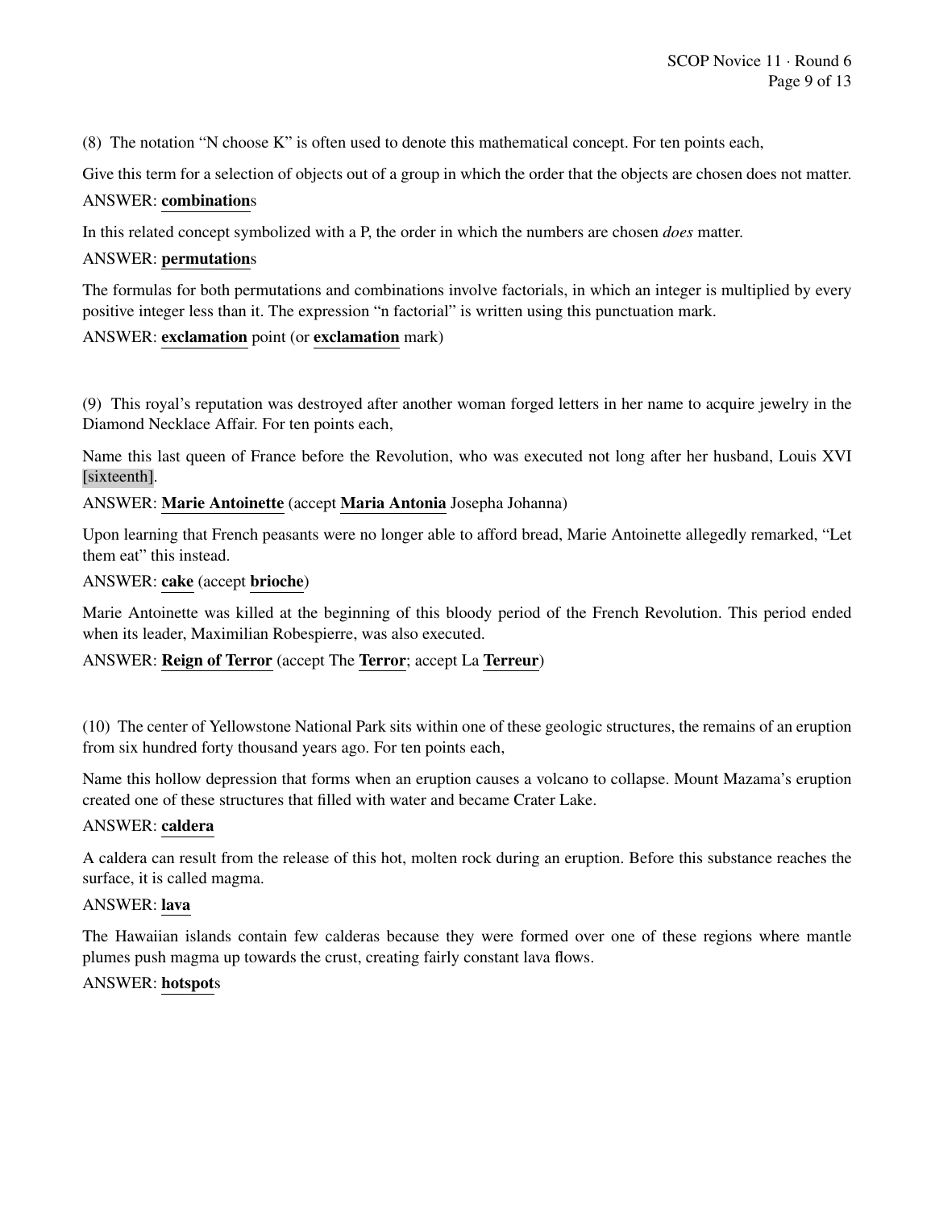(8) The notation "N choose K" is often used to denote this mathematical concept. For ten points each,

Give this term for a selection of objects out of a group in which the order that the objects are chosen does not matter.

ANSWER: **combination**s

In this related concept symbolized with a P, the order in which the numbers are chosen *does* matter.

ANSWER: **permutation**s

The formulas for both permutations and combinations involve factorials, in which an integer is multiplied by every positive integer less than it. The expression "n factorial" is written using this punctuation mark.

ANSWER: **exclamation** point (or **exclamation** mark)

(9) This royal's reputation was destroyed after another woman forged letters in her name to acquire jewelry in the Diamond Necklace Affair. For ten points each,

Name this last queen of France before the Revolution, who was executed not long after her husband, Louis XVI [sixteenth].

ANSWER: **Marie Antoinette** (accept **Maria Antonia** Josepha Johanna)

Upon learning that French peasants were no longer able to afford bread, Marie Antoinette allegedly remarked, "Let them eat" this instead.

ANSWER: **cake** (accept **brioche**)

Marie Antoinette was killed at the beginning of this bloody period of the French Revolution. This period ended when its leader, Maximilian Robespierre, was also executed.

ANSWER: **Reign of Terror** (accept The **Terror**; accept La **Terreur**)

(10) The center of Yellowstone National Park sits within one of these geologic structures, the remains of an eruption from six hundred forty thousand years ago. For ten points each,

Name this hollow depression that forms when an eruption causes a volcano to collapse. Mount Mazama's eruption created one of these structures that filled with water and became Crater Lake.

ANSWER: **caldera**

A caldera can result from the release of this hot, molten rock during an eruption. Before this substance reaches the surface, it is called magma.

ANSWER: **lava**

The Hawaiian islands contain few calderas because they were formed over one of these regions where mantle plumes push magma up towards the crust, creating fairly constant lava flows.

ANSWER: **hotspot**s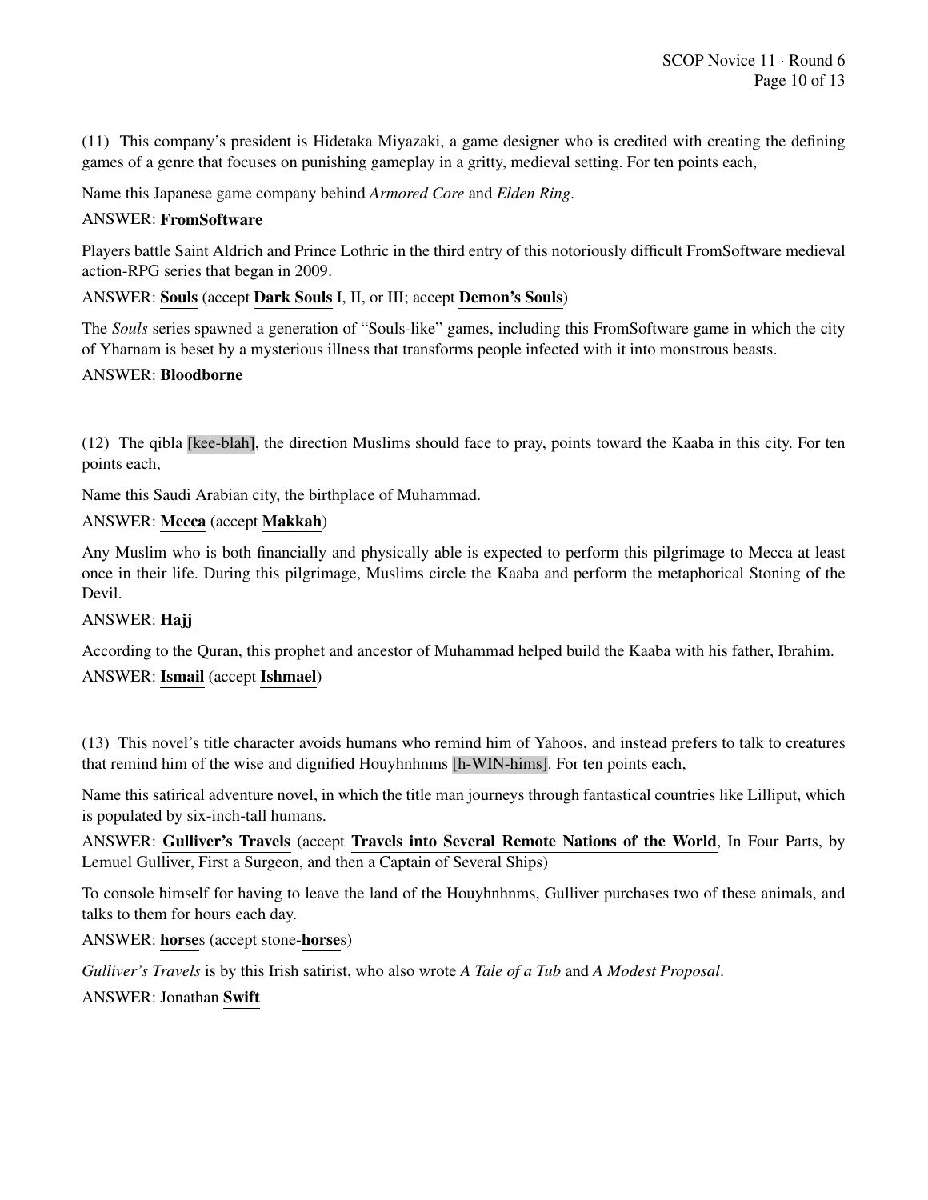(11) This company's president is Hidetaka Miyazaki, a game designer who is credited with creating the defining games of a genre that focuses on punishing gameplay in a gritty, medieval setting. For ten points each,

Name this Japanese game company behind *Armored Core* and *Elden Ring*.

ANSWER: **FromSoftware**

Players battle Saint Aldrich and Prince Lothric in the third entry of this notoriously difficult FromSoftware medieval action-RPG series that began in 2009.

ANSWER: **Souls** (accept **Dark Souls** I, II, or III; accept **Demon's Souls**)

The *Souls* series spawned a generation of "Souls-like" games, including this FromSoftware game in which the city of Yharnam is beset by a mysterious illness that transforms people infected with it into monstrous beasts.

ANSWER: **Bloodborne**

(12) The qibla [kee-blah], the direction Muslims should face to pray, points toward the Kaaba in this city. For ten points each,

Name this Saudi Arabian city, the birthplace of Muhammad.

ANSWER: **Mecca** (accept **Makkah**)

Any Muslim who is both financially and physically able is expected to perform this pilgrimage to Mecca at least once in their life. During this pilgrimage, Muslims circle the Kaaba and perform the metaphorical Stoning of the Devil.

ANSWER: **Hajj**

According to the Quran, this prophet and ancestor of Muhammad helped build the Kaaba with his father, Ibrahim.

ANSWER: **Ismail** (accept **Ishmael**)

(13) This novel's title character avoids humans who remind him of Yahoos, and instead prefers to talk to creatures that remind him of the wise and dignified Houyhnhnms [h-WIN-hims]. For ten points each,

Name this satirical adventure novel, in which the title man journeys through fantastical countries like Lilliput, which is populated by six-inch-tall humans.

ANSWER: **Gulliver's Travels** (accept **Travels into Several Remote Nations of the World**, In Four Parts, by Lemuel Gulliver, First a Surgeon, and then a Captain of Several Ships)

To console himself for having to leave the land of the Houyhnhnms, Gulliver purchases two of these animals, and talks to them for hours each day.

ANSWER: **horse**s (accept stone-**horse**s)

*Gulliver's Travels* is by this Irish satirist, who also wrote *A Tale of a Tub* and *A Modest Proposal*.

ANSWER: Jonathan **Swift**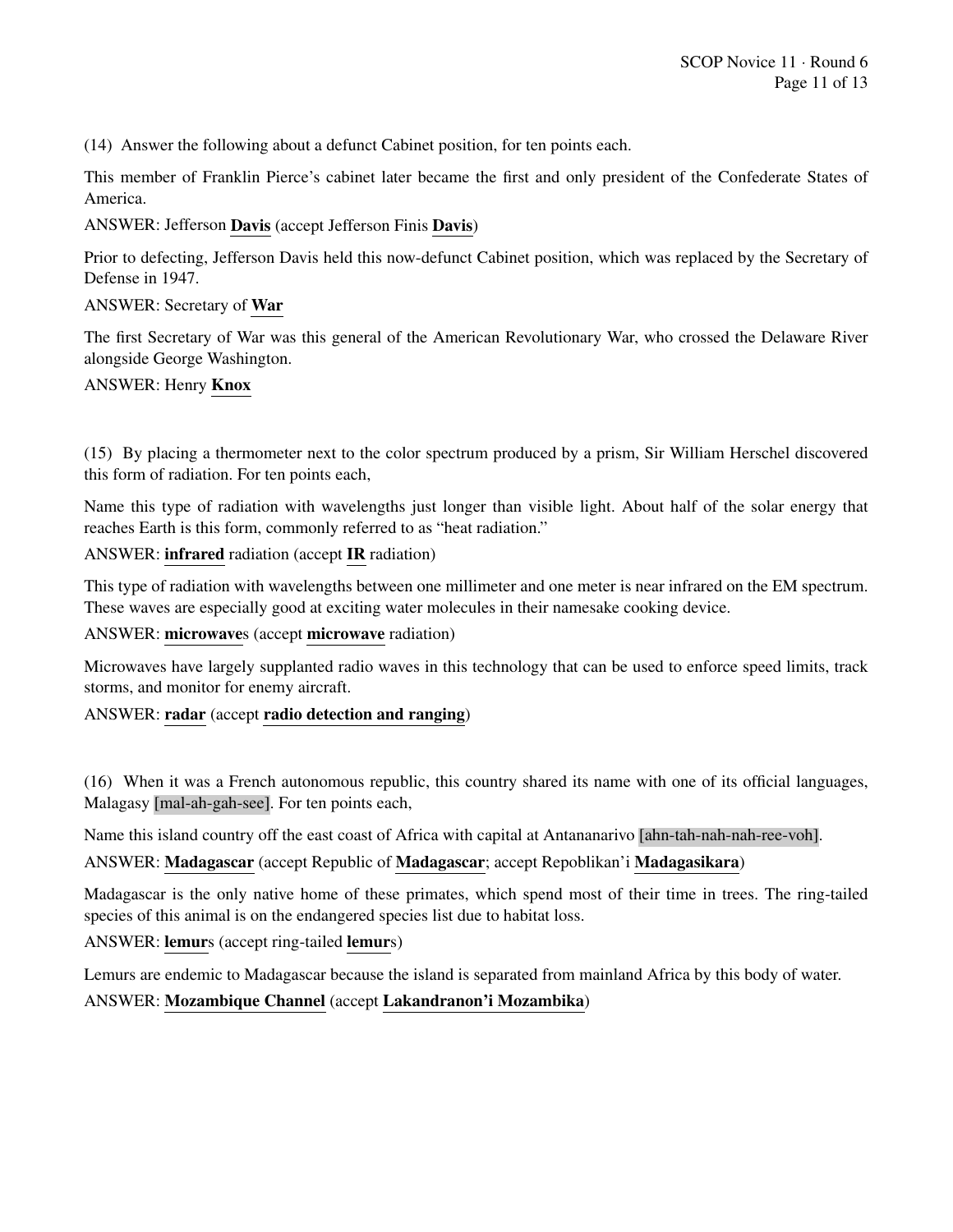(14) Answer the following about a defunct Cabinet position, for ten points each.

This member of Franklin Pierce's cabinet later became the first and only president of the Confederate States of America.

ANSWER: Jefferson **Davis** (accept Jefferson Finis **Davis**)

Prior to defecting, Jefferson Davis held this now-defunct Cabinet position, which was replaced by the Secretary of Defense in 1947.

ANSWER: Secretary of **War**

The first Secretary of War was this general of the American Revolutionary War, who crossed the Delaware River alongside George Washington.

ANSWER: Henry **Knox**

(15) By placing a thermometer next to the color spectrum produced by a prism, Sir William Herschel discovered this form of radiation. For ten points each,

Name this type of radiation with wavelengths just longer than visible light. About half of the solar energy that reaches Earth is this form, commonly referred to as "heat radiation."

ANSWER: **infrared** radiation (accept **IR** radiation)

This type of radiation with wavelengths between one millimeter and one meter is near infrared on the EM spectrum. These waves are especially good at exciting water molecules in their namesake cooking device.

ANSWER: **microwave**s (accept **microwave** radiation)

Microwaves have largely supplanted radio waves in this technology that can be used to enforce speed limits, track storms, and monitor for enemy aircraft.

ANSWER: **radar** (accept **radio detection and ranging**)

(16) When it was a French autonomous republic, this country shared its name with one of its official languages, Malagasy [mal-ah-gah-see]. For ten points each,

Name this island country off the east coast of Africa with capital at Antananarivo [ahn-tah-nah-nah-ree-voh].

ANSWER: **Madagascar** (accept Republic of **Madagascar**; accept Repoblikan'i **Madagasikara**)

Madagascar is the only native home of these primates, which spend most of their time in trees. The ring-tailed species of this animal is on the endangered species list due to habitat loss.

ANSWER: **lemur**s (accept ring-tailed **lemur**s)

Lemurs are endemic to Madagascar because the island is separated from mainland Africa by this body of water.

ANSWER: **Mozambique Channel** (accept **Lakandranon'i Mozambika**)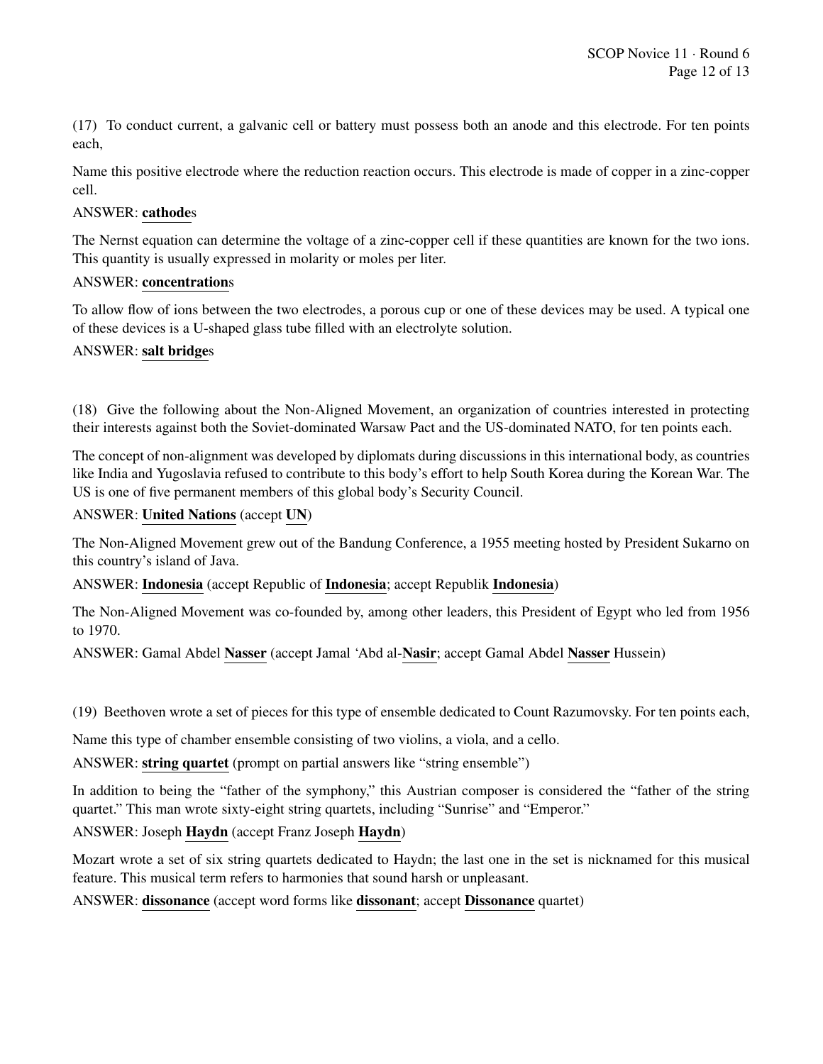(17) To conduct current, a galvanic cell or battery must possess both an anode and this electrode. For ten points each,

Name this positive electrode where the reduction reaction occurs. This electrode is made of copper in a zinc-copper cell.

ANSWER: **cathode**s

The Nernst equation can determine the voltage of a zinc-copper cell if these quantities are known for the two ions. This quantity is usually expressed in molarity or moles per liter.

ANSWER: **concentration**s

To allow flow of ions between the two electrodes, a porous cup or one of these devices may be used. A typical one of these devices is a U-shaped glass tube filled with an electrolyte solution.

ANSWER: **salt bridge**s

(18) Give the following about the Non-Aligned Movement, an organization of countries interested in protecting their interests against both the Soviet-dominated Warsaw Pact and the US-dominated NATO, for ten points each.

The concept of non-alignment was developed by diplomats during discussions in this international body, as countries like India and Yugoslavia refused to contribute to this body's effort to help South Korea during the Korean War. The US is one of five permanent members of this global body's Security Council.

ANSWER: **United Nations** (accept **UN**)

The Non-Aligned Movement grew out of the Bandung Conference, a 1955 meeting hosted by President Sukarno on this country's island of Java.

ANSWER: **Indonesia** (accept Republic of **Indonesia**; accept Republik **Indonesia**)

The Non-Aligned Movement was co-founded by, among other leaders, this President of Egypt who led from 1956 to 1970.

ANSWER: Gamal Abdel **Nasser** (accept Jamal 'Abd al-**Nasir**; accept Gamal Abdel **Nasser** Hussein)

(19) Beethoven wrote a set of pieces for this type of ensemble dedicated to Count Razumovsky. For ten points each,

Name this type of chamber ensemble consisting of two violins, a viola, and a cello.

ANSWER: **string quartet** (prompt on partial answers like "string ensemble")

In addition to being the "father of the symphony," this Austrian composer is considered the "father of the string quartet." This man wrote sixty-eight string quartets, including "Sunrise" and "Emperor."

ANSWER: Joseph **Haydn** (accept Franz Joseph **Haydn**)

Mozart wrote a set of six string quartets dedicated to Haydn; the last one in the set is nicknamed for this musical feature. This musical term refers to harmonies that sound harsh or unpleasant.

ANSWER: **dissonance** (accept word forms like **dissonant**; accept **Dissonance** quartet)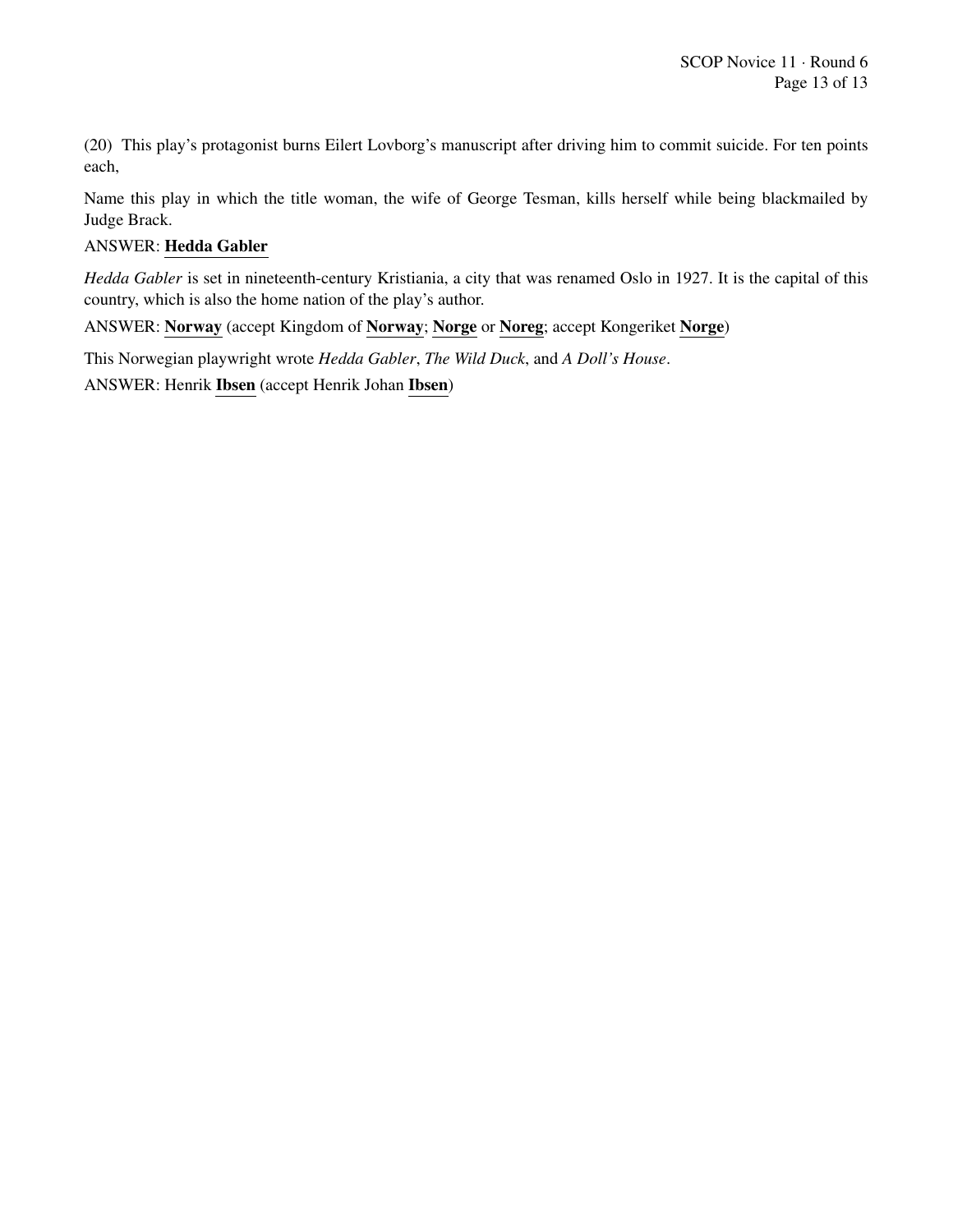(20) This play's protagonist burns Eilert Lovborg's manuscript after driving him to commit suicide. For ten points each,

Name this play in which the title woman, the wife of George Tesman, kills herself while being blackmailed by Judge Brack.

ANSWER: **Hedda Gabler**

*Hedda Gabler* is set in nineteenth-century Kristiania, a city that was renamed Oslo in 1927. It is the capital of this country, which is also the home nation of the play's author.

ANSWER: **Norway** (accept Kingdom of **Norway**; **Norge** or **Noreg**; accept Kongeriket **Norge**)

This Norwegian playwright wrote *Hedda Gabler*, *The Wild Duck*, and *A Doll's House*.

ANSWER: Henrik **Ibsen** (accept Henrik Johan **Ibsen**)